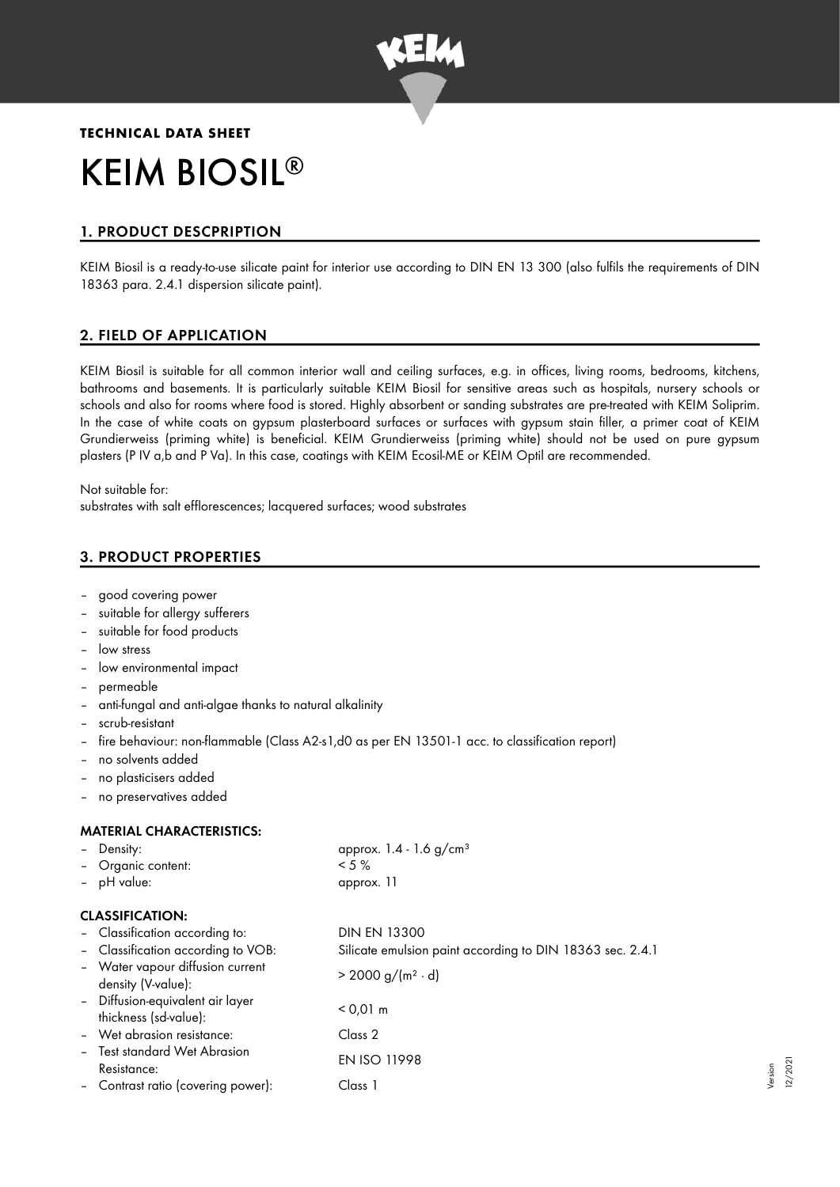**TECHNICAL DATA SHEET**

# KEIM BIOSIL®

## 1. PRODUCT DESCPRIPTION

KEIM Biosil is a ready-to-use silicate paint for interior use according to DIN EN 13 300 (also fulfils the requirements of DIN 18363 para. 2.4.1 dispersion silicate paint).

## 2. FIELD OF APPLICATION

KEIM Biosil is suitable for all common interior wall and ceiling surfaces, e.g. in offices, living rooms, bedrooms, kitchens, bathrooms and basements. It is particularly suitable KEIM Biosil for sensitive areas such as hospitals, nursery schools or schools and also for rooms where food is stored. Highly absorbent or sanding substrates are pre-treated with KEIM Soliprim. In the case of white coats on gypsum plasterboard surfaces or surfaces with gypsum stain filler, a primer coat of KEIM Grundierweiss (priming white) is beneficial. KEIM Grundierweiss (priming white) should not be used on pure gypsum plasters (P IV a,b and P Va). In this case, coatings with KEIM Ecosil-ME or KEIM Optil are recommended.

Not suitable for:
substrates with salt efflorescences; lacquered surfaces; wood substrates

## 3. PRODUCT PROPERTIES

- good covering power
- suitable for allergy sufferers
- suitable for food products
- low stress
- low environmental impact
- permeable
- anti-fungal and anti-algae thanks to natural alkalinity
- scrub-resistant
- fire behaviour: non-flammable (Class A2-s1,d0 as per EN 13501-1 acc. to classification report)
- no solvents added
- no plasticisers added
- no preservatives added

### MATERIAL CHARACTERISTICS:

| | |
|---|---|
| – Density: | approx. 1.4 - 1.6 g/cm³ |
| – Organic content: | < 5 % |
| – pH value: | approx. 11 |

### CLASSIFICATION:

| | |
|---|---|
| – Classification according to: | DIN EN 13300 |
| – Classification according to VOB: | Silicate emulsion paint according to DIN 18363 sec. 2.4.1 |
| – Water vapour diffusion current density (V-value): | > 2000 g/(m² · d) |
| – Diffusion-equivalent air layer thickness (sd-value): | < 0,01 m |
| – Wet abrasion resistance: | Class 2 |
| – Test standard Wet Abrasion Resistance: | EN ISO 11998 |
| – Contrast ratio (covering power): | Class 1 |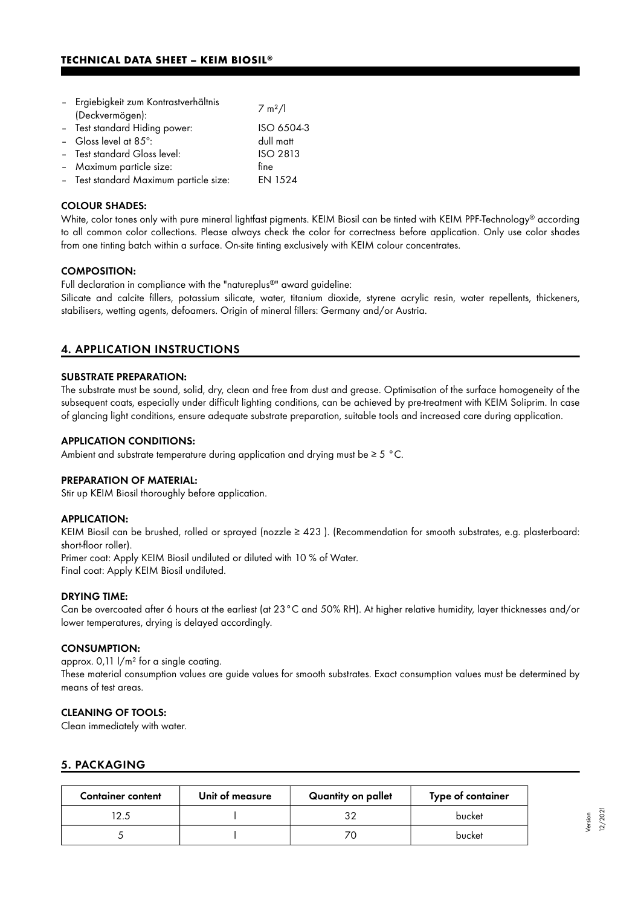- Ergiebigkeit zum Kontrastverhältnis (Deckvermögen): $7\ m^2/l$
- Test standard Hiding power: ISO 6504-3
- Gloss level at 85°: dull matt
- Test standard Gloss level: ISO 2813
- Maximum particle size: fine
- Test standard Maximum particle size: EN 1524

### COLOUR SHADES:

White, color tones only with pure mineral lightfast pigments. KEIM Biosil can be tinted with KEIM PPF-Technology® according to all common color collections. Please always check the color for correctness before application. Only use color shades from one tinting batch within a surface. On-site tinting exclusively with KEIM colour concentrates.

### COMPOSITION:

Full declaration in compliance with the "natureplus®" award guideline:
Silicate and calcite fillers, potassium silicate, water, titanium dioxide, styrene acrylic resin, water repellents, thickeners, stabilisers, wetting agents, defoamers. Origin of mineral fillers: Germany and/or Austria.

## 4. APPLICATION INSTRUCTIONS

### SUBSTRATE PREPARATION:

The substrate must be sound, solid, dry, clean and free from dust and grease. Optimisation of the surface homogeneity of the subsequent coats, especially under difficult lighting conditions, can be achieved by pre-treatment with KEIM Soliprim. In case of glancing light conditions, ensure adequate substrate preparation, suitable tools and increased care during application.

### APPLICATION CONDITIONS:

Ambient and substrate temperature during application and drying must be ≥ 5 °C.

### PREPARATION OF MATERIAL:

Stir up KEIM Biosil thoroughly before application.

### APPLICATION:

KEIM Biosil can be brushed, rolled or sprayed (nozzle ≥ 423 ). (Recommendation for smooth substrates, e.g. plasterboard: short-floor roller).
Primer coat: Apply KEIM Biosil undiluted or diluted with 10 % of Water.
Final coat: Apply KEIM Biosil undiluted.

### DRYING TIME:

Can be overcoated after 6 hours at the earliest (at 23°C and 50% RH). At higher relative humidity, layer thicknesses and/or lower temperatures, drying is delayed accordingly.

### CONSUMPTION:

approx. 0,11 $l/m^2$ for a single coating.
These material consumption values are guide values for smooth substrates. Exact consumption values must be determined by means of test areas.

### CLEANING OF TOOLS:

Clean immediately with water.

## 5. PACKAGING

| Container content | Unit of measure | Quantity on pallet | Type of container |
|---|---|---|---|
| 12.5 | l | 32 | bucket |
| 5 | l | 70 | bucket |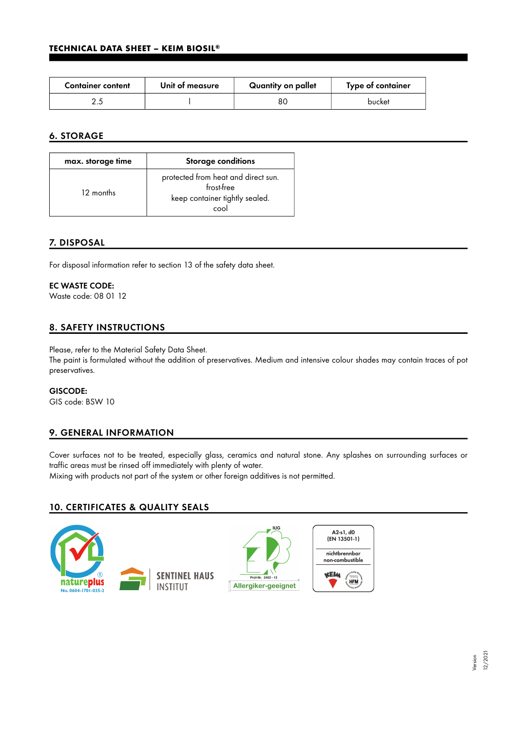| Container content | Unit of measure | Quantity on pallet | Type of container |
|---|---|---|---|
| 2.5 | l | 80 | bucket |

## 6. STORAGE

| max. storage time | Storage conditions |
|---|---|
| 12 months | protected from heat and direct sun.<br>frost-free<br>keep container tightly sealed.<br>cool |

## 7. DISPOSAL

For disposal information refer to section 13 of the safety data sheet.

**EC WASTE CODE:**
Waste code: 08 01 12

## 8. SAFETY INSTRUCTIONS

Please, refer to the Material Safety Data Sheet.
The paint is formulated without the addition of preservatives. Medium and intensive colour shades may contain traces of pot preservatives.

**GISCODE:**
GIS code: BSW 10

## 9. GENERAL INFORMATION

Cover surfaces not to be treated, especially glass, ceramics and natural stone. Any splashes on surrounding surfaces or traffic areas must be rinsed off immediately with plenty of water.
Mixing with products not part of the system or other foreign additives is not permitted.

## 10. CERTIFICATES & QUALITY SEALS

natureplus No. 0604-1701-035-2

SENTINEL HAUS INSTITUT

IUG Prüf-Nr. 2452 - 13 Allergiker-geeignet

A2-s1, d0 (EN 13501-1) nichtbrennbar non-combustible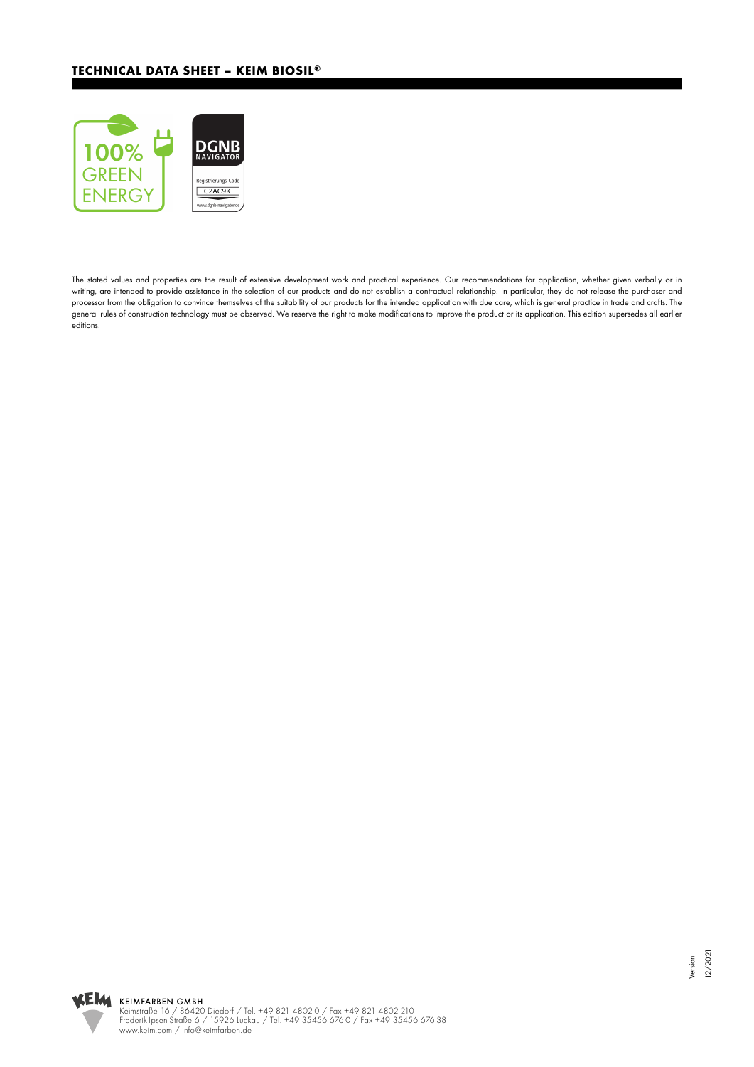100% GREEN ENERGY

DGNB NAVIGATOR

Registrierungs-Code

C2AC9K

www.dgnb-navigator.de

The stated values and properties are the result of extensive development work and practical experience. Our recommendations for application, whether given verbally or in writing, are intended to provide assistance in the selection of our products and do not establish a contractual relationship. In particular, they do not release the purchaser and processor from the obligation to convince themselves of the suitability of our products for the intended application with due care, which is general practice in trade and crafts. The general rules of construction technology must be observed. We reserve the right to make modifications to improve the product or its application. This edition supersedes all earlier editions.

KEIMFARBEN GMBH
Keimstraße 16 / 86420 Diedorf / Tel. +49 821 4802-0 / Fax +49 821 4802-210
Frederik-Ipsen-Straße 6 / 15926 Luckau / Tel. +49 35456 676-0 / Fax +49 35456 676-38
www.keim.com / info@keimfarben.de

Version 12/2021